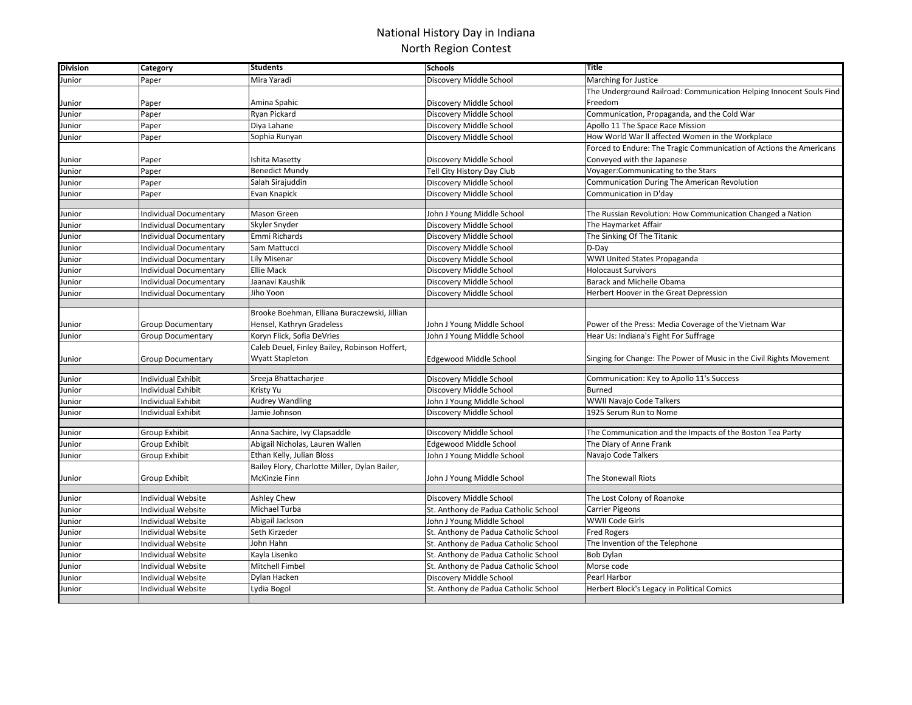# National History Day in Indiana
## North Region Contest

| Division | Category | Students | Schools | Title |
|---|---|---|---|---|
| Junior | Paper | Mira Yaradi | Discovery Middle School | Marching for Justice |
| Junior | Paper | Amina Spahic | Discovery Middle School | The Underground Railroad: Communication Helping Innocent Souls Find Freedom |
| Junior | Paper | Ryan Pickard | Discovery Middle School | Communication, Propaganda, and the Cold War |
| Junior | Paper | Diya Lahane | Discovery Middle School | Apollo 11 The Space Race Mission |
| Junior | Paper | Sophia Runyan | Discovery Middle School | How World War II affected Women in the Workplace |
| Junior | Paper | Ishita Masetty | Discovery Middle School | Forced to Endure: The Tragic Communication of Actions the Americans Conveyed with the Japanese |
| Junior | Paper | Benedict Mundy | Tell City History Day Club | Voyager:Communicating to the Stars |
| Junior | Paper | Salah Sirajuddin | Discovery Middle School | Communication During The American Revolution |
| Junior | Paper | Evan Knapick | Discovery Middle School | Communication in D'day |
| | | | | |
| Junior | Individual Documentary | Mason Green | John J Young Middle School | The Russian Revolution: How Communication Changed a Nation |
| Junior | Individual Documentary | Skyler Snyder | Discovery Middle School | The Haymarket Affair |
| Junior | Individual Documentary | Emmi Richards | Discovery Middle School | The Sinking Of The Titanic |
| Junior | Individual Documentary | Sam Mattucci | Discovery Middle School | D-Day |
| Junior | Individual Documentary | Lily Misenar | Discovery Middle School | WWI United States Propaganda |
| Junior | Individual Documentary | Ellie Mack | Discovery Middle School | Holocaust Survivors |
| Junior | Individual Documentary | Jaanavi Kaushik | Discovery Middle School | Barack and Michelle Obama |
| Junior | Individual Documentary | Jiho Yoon | Discovery Middle School | Herbert Hoover in the Great Depression |
| | | | | |
| Junior | Group Documentary | Brooke Boehman, Elliana Buraczewski, Jillian Hensel, Kathryn Gradeless | John J Young Middle School | Power of the Press: Media Coverage of the Vietnam War |
| Junior | Group Documentary | Koryn Flick, Sofia DeVries | John J Young Middle School | Hear Us: Indiana's Fight For Suffrage |
| Junior | Group Documentary | Caleb Deuel, Finley Bailey, Robinson Hoffert, Wyatt Stapleton | Edgewood Middle School | Singing for Change: The Power of Music in the Civil Rights Movement |
| | | | | |
| Junior | Individual Exhibit | Sreeja Bhattacharjee | Discovery Middle School | Communication: Key to Apollo 11's Success |
| Junior | Individual Exhibit | Kristy Yu | Discovery Middle School | Burned |
| Junior | Individual Exhibit | Audrey Wandling | John J Young Middle School | WWII Navajo Code Talkers |
| Junior | Individual Exhibit | Jamie Johnson | Discovery Middle School | 1925 Serum Run to Nome |
| | | | | |
| Junior | Group Exhibit | Anna Sachire, Ivy Clapsaddle | Discovery Middle School | The Communication and the Impacts of the Boston Tea Party |
| Junior | Group Exhibit | Abigail Nicholas, Lauren Wallen | Edgewood Middle School | The Diary of Anne Frank |
| Junior | Group Exhibit | Ethan Kelly, Julian Bloss | John J Young Middle School | Navajo Code Talkers |
| Junior | Group Exhibit | Bailey Flory, Charlotte Miller, Dylan Bailer, McKinzie Finn | John J Young Middle School | The Stonewall Riots |
| | | | | |
| Junior | Individual Website | Ashley Chew | Discovery Middle School | The Lost Colony of Roanoke |
| Junior | Individual Website | Michael Turba | St. Anthony de Padua Catholic School | Carrier Pigeons |
| Junior | Individual Website | Abigail Jackson | John J Young Middle School | WWII Code Girls |
| Junior | Individual Website | Seth Kirzeder | St. Anthony de Padua Catholic School | Fred Rogers |
| Junior | Individual Website | John Hahn | St. Anthony de Padua Catholic School | The Invention of the Telephone |
| Junior | Individual Website | Kayla Lisenko | St. Anthony de Padua Catholic School | Bob Dylan |
| Junior | Individual Website | Mitchell Fimbel | St. Anthony de Padua Catholic School | Morse code |
| Junior | Individual Website | Dylan Hacken | Discovery Middle School | Pearl Harbor |
| Junior | Individual Website | Lydia Bogol | St. Anthony de Padua Catholic School | Herbert Block's Legacy in Political Comics |
| | | | | |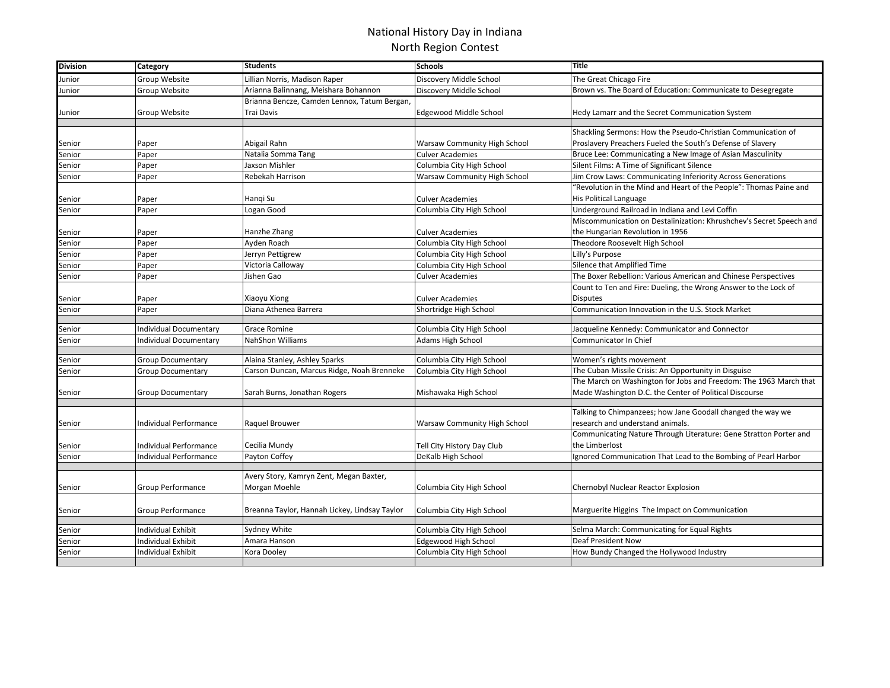# National History Day in Indiana
## North Region Contest

| Division | Category | Students | Schools | Title |
|---|---|---|---|---|
| Junior | Group Website | Lillian Norris, Madison Raper | Discovery Middle School | The Great Chicago Fire |
| Junior | Group Website | Arianna Balinnang, Meishara Bohannon | Discovery Middle School | Brown vs. The Board of Education: Communicate to Desegregate |
| Junior | Group Website | Brianna Bencze, Camden Lennox, Tatum Bergan, Trai Davis | Edgewood Middle School | Hedy Lamarr and the Secret Communication System |
| | | | | |
| Senior | Paper | Abigail Rahn | Warsaw Community High School | Shackling Sermons: How the Pseudo-Christian Communication of Proslavery Preachers Fueled the South's Defense of Slavery |
| Senior | Paper | Natalia Somma Tang | Culver Academies | Bruce Lee: Communicating a New Image of Asian Masculinity |
| Senior | Paper | Jaxson Mishler | Columbia City High School | Silent Films: A Time of Significant Silence |
| Senior | Paper | Rebekah Harrison | Warsaw Community High School | Jim Crow Laws: Communicating Inferiority Across Generations |
| Senior | Paper | Hanqi Su | Culver Academies | "Revolution in the Mind and Heart of the People": Thomas Paine and His Political Language |
| Senior | Paper | Logan Good | Columbia City High School | Underground Railroad in Indiana and Levi Coffin |
| Senior | Paper | Hanzhe Zhang | Culver Academies | Miscommunication on Destalinization: Khrushchev's Secret Speech and the Hungarian Revolution in 1956 |
| Senior | Paper | Ayden Roach | Columbia City High School | Theodore Roosevelt High School |
| Senior | Paper | Jerryn Pettigrew | Columbia City High School | Lilly's Purpose |
| Senior | Paper | Victoria Calloway | Columbia City High School | Silence that Amplified Time |
| Senior | Paper | Jishen Gao | Culver Academies | The Boxer Rebellion: Various American and Chinese Perspectives |
| Senior | Paper | Xiaoyu Xiong | Culver Academies | Count to Ten and Fire: Dueling, the Wrong Answer to the Lock of Disputes |
| Senior | Paper | Diana Athenea Barrera | Shortridge High School | Communication Innovation in the U.S. Stock Market |
| | | | | |
| Senior | Individual Documentary | Grace Romine | Columbia City High School | Jacqueline Kennedy: Communicator and Connector |
| Senior | Individual Documentary | NahShon Williams | Adams High School | Communicator In Chief |
| | | | | |
| Senior | Group Documentary | Alaina Stanley, Ashley Sparks | Columbia City High School | Women's rights movement |
| Senior | Group Documentary | Carson Duncan, Marcus Ridge, Noah Brenneke | Columbia City High School | The Cuban Missile Crisis: An Opportunity in Disguise |
| Senior | Group Documentary | Sarah Burns, Jonathan Rogers | Mishawaka High School | The March on Washington for Jobs and Freedom: The 1963 March that Made Washington D.C. the Center of Political Discourse |
| | | | | |
| Senior | Individual Performance | Raquel Brouwer | Warsaw Community High School | Talking to Chimpanzees; how Jane Goodall changed the way we research and understand animals. |
| Senior | Individual Performance | Cecilia Mundy | Tell City History Day Club | Communicating Nature Through Literature: Gene Stratton Porter and the Limberlost |
| Senior | Individual Performance | Payton Coffey | DeKalb High School | Ignored Communication That Lead to the Bombing of Pearl Harbor |
| | | | | |
| Senior | Group Performance | Avery Story, Kamryn Zent, Megan Baxter, Morgan Moehle | Columbia City High School | Chernobyl Nuclear Reactor Explosion |
| Senior | Group Performance | Breanna Taylor, Hannah Lickey, Lindsay Taylor | Columbia City High School | Marguerite Higgins The Impact on Communication |
| | | | | |
| Senior | Individual Exhibit | Sydney White | Columbia City High School | Selma March: Communicating for Equal Rights |
| Senior | Individual Exhibit | Amara Hanson | Edgewood High School | Deaf President Now |
| Senior | Individual Exhibit | Kora Dooley | Columbia City High School | How Bundy Changed the Hollywood Industry |
| | | | | |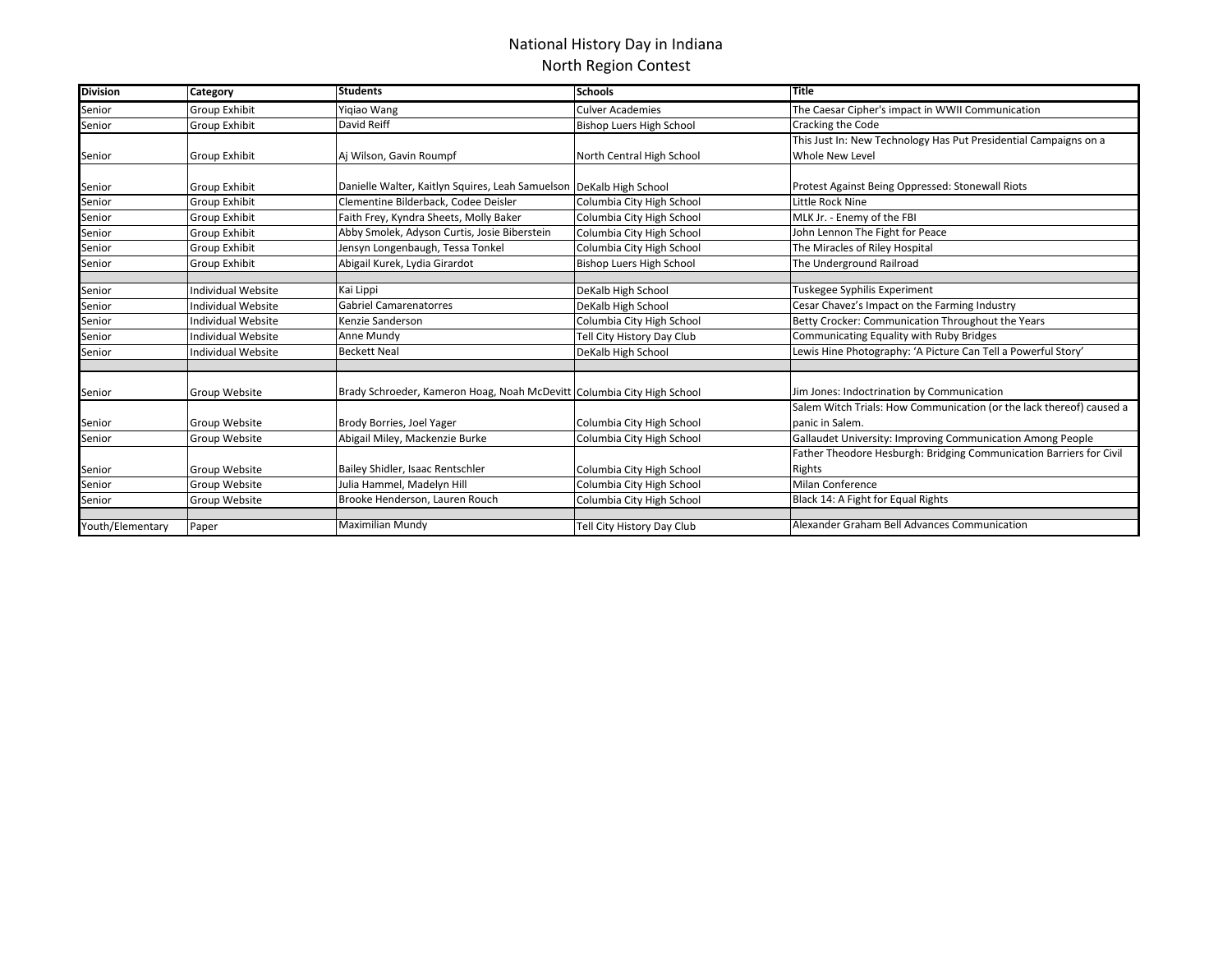# National History Day in Indiana
## North Region Contest

| Division | Category | Students | Schools | Title |
| --- | --- | --- | --- | --- |
| Senior | Group Exhibit | Yiqiao Wang | Culver Academies | The Caesar Cipher's impact in WWII Communication |
| Senior | Group Exhibit | David Reiff | Bishop Luers High School | Cracking the Code |
| Senior | Group Exhibit | Aj Wilson, Gavin Roumpf | North Central High School | This Just In: New Technology Has Put Presidential Campaigns on a Whole New Level |
| Senior | Group Exhibit | Danielle Walter, Kaitlyn Squires, Leah Samuelson | DeKalb High School | Protest Against Being Oppressed: Stonewall Riots |
| Senior | Group Exhibit | Clementine Bilderback, Codee Deisler | Columbia City High School | Little Rock Nine |
| Senior | Group Exhibit | Faith Frey, Kyndra Sheets, Molly Baker | Columbia City High School | MLK Jr. - Enemy of the FBI |
| Senior | Group Exhibit | Abby Smolek, Adyson Curtis, Josie Biberstein | Columbia City High School | John Lennon The Fight for Peace |
| Senior | Group Exhibit | Jensyn Longenbaugh, Tessa Tonkel | Columbia City High School | The Miracles of Riley Hospital |
| Senior | Group Exhibit | Abigail Kurek, Lydia Girardot | Bishop Luers High School | The Underground Railroad |
| | | | | |
| Senior | Individual Website | Kai Lippi | DeKalb High School | Tuskegee Syphilis Experiment |
| Senior | Individual Website | Gabriel Camarenatorres | DeKalb High School | Cesar Chavez's Impact on the Farming Industry |
| Senior | Individual Website | Kenzie Sanderson | Columbia City High School | Betty Crocker: Communication Throughout the Years |
| Senior | Individual Website | Anne Mundy | Tell City History Day Club | Communicating Equality with Ruby Bridges |
| Senior | Individual Website | Beckett Neal | DeKalb High School | Lewis Hine Photography: 'A Picture Can Tell a Powerful Story' |
| | | | | |
| Senior | Group Website | Brady Schroeder, Kameron Hoag, Noah McDevitt | Columbia City High School | Jim Jones: Indoctrination by Communication |
| Senior | Group Website | Brody Borries, Joel Yager | Columbia City High School | Salem Witch Trials: How Communication (or the lack thereof) caused a panic in Salem. |
| Senior | Group Website | Abigail Miley, Mackenzie Burke | Columbia City High School | Gallaudet University: Improving Communication Among People |
| Senior | Group Website | Bailey Shidler, Isaac Rentschler | Columbia City High School | Father Theodore Hesburgh: Bridging Communication Barriers for Civil Rights |
| Senior | Group Website | Julia Hammel, Madelyn Hill | Columbia City High School | Milan Conference |
| Senior | Group Website | Brooke Henderson, Lauren Rouch | Columbia City High School | Black 14: A Fight for Equal Rights |
| | | | | |
| Youth/Elementary | Paper | Maximilian Mundy | Tell City History Day Club | Alexander Graham Bell Advances Communication |